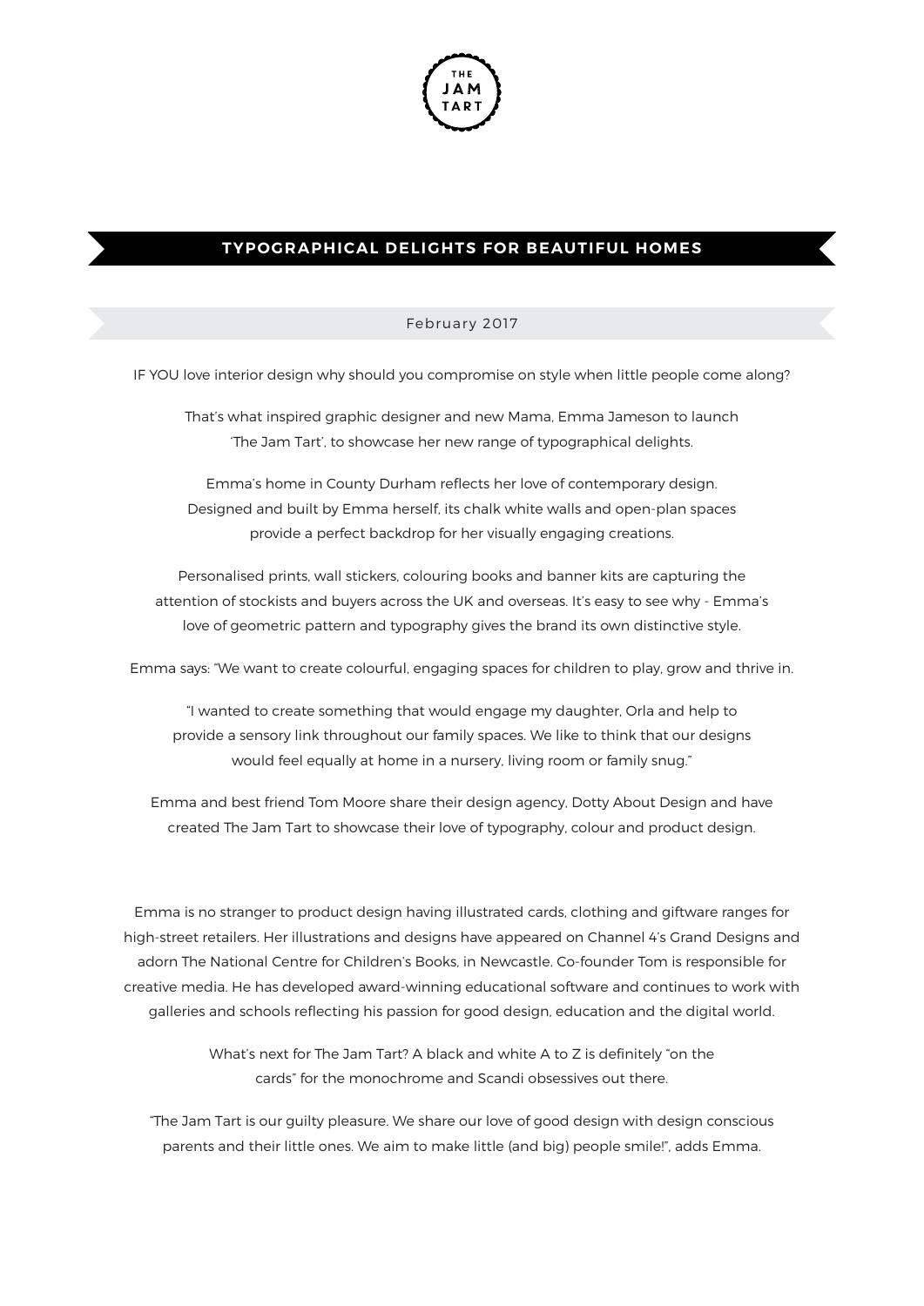THE JAM TART

# TYPOGRAPHICAL DELIGHTS FOR BEAUTIFUL HOMES

February 2017

IF YOU love interior design why should you compromise on style when little people come along?

That's what inspired graphic designer and new Mama, Emma Jameson to launch 'The Jam Tart', to showcase her new range of typographical delights.

Emma's home in County Durham reflects her love of contemporary design. Designed and built by Emma herself, its chalk white walls and open-plan spaces provide a perfect backdrop for her visually engaging creations.

Personalised prints, wall stickers, colouring books and banner kits are capturing the attention of stockists and buyers across the UK and overseas. It's easy to see why - Emma's love of geometric pattern and typography gives the brand its own distinctive style.

Emma says: "We want to create colourful, engaging spaces for children to play, grow and thrive in.

"I wanted to create something that would engage my daughter, Orla and help to provide a sensory link throughout our family spaces. We like to think that our designs would feel equally at home in a nursery, living room or family snug."

Emma and best friend Tom Moore share their design agency, Dotty About Design and have created The Jam Tart to showcase their love of typography, colour and product design.

Emma is no stranger to product design having illustrated cards, clothing and giftware ranges for high-street retailers. Her illustrations and designs have appeared on Channel 4's Grand Designs and adorn The National Centre for Children's Books, in Newcastle. Co-founder Tom is responsible for creative media. He has developed award-winning educational software and continues to work with galleries and schools reflecting his passion for good design, education and the digital world.

What's next for The Jam Tart? A black and white A to Z is definitely "on the cards" for the monochrome and Scandi obsessives out there.

"The Jam Tart is our guilty pleasure. We share our love of good design with design conscious parents and their little ones. We aim to make little (and big) people smile!", adds Emma.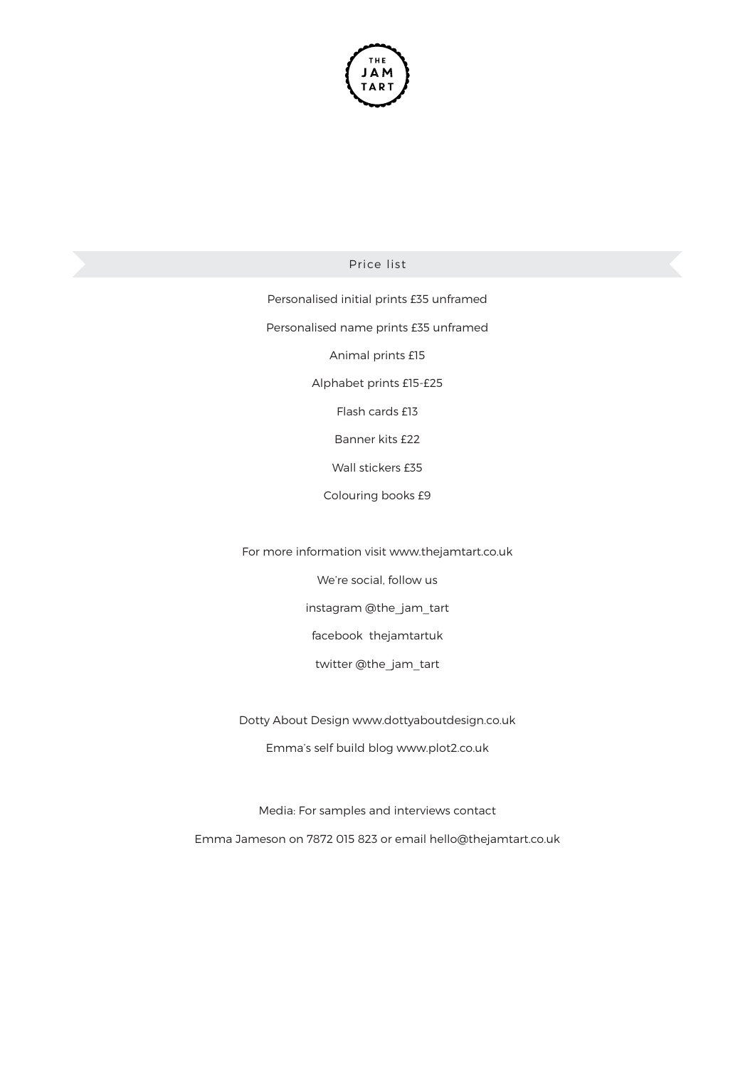THE JAM TART

## Price list

Personalised initial prints £35 unframed

Personalised name prints £35 unframed

Animal prints £15

Alphabet prints £15-£25

Flash cards £13

Banner kits £22

Wall stickers £35

Colouring books £9

For more information visit www.thejamtart.co.uk

We're social, follow us

instagram @the_jam_tart

facebook thejamtartuk

twitter @the_jam_tart

Dotty About Design www.dottyaboutdesign.co.uk

Emma's self build blog www.plot2.co.uk

Media: For samples and interviews contact

Emma Jameson on 7872 015 823 or email hello@thejamtart.co.uk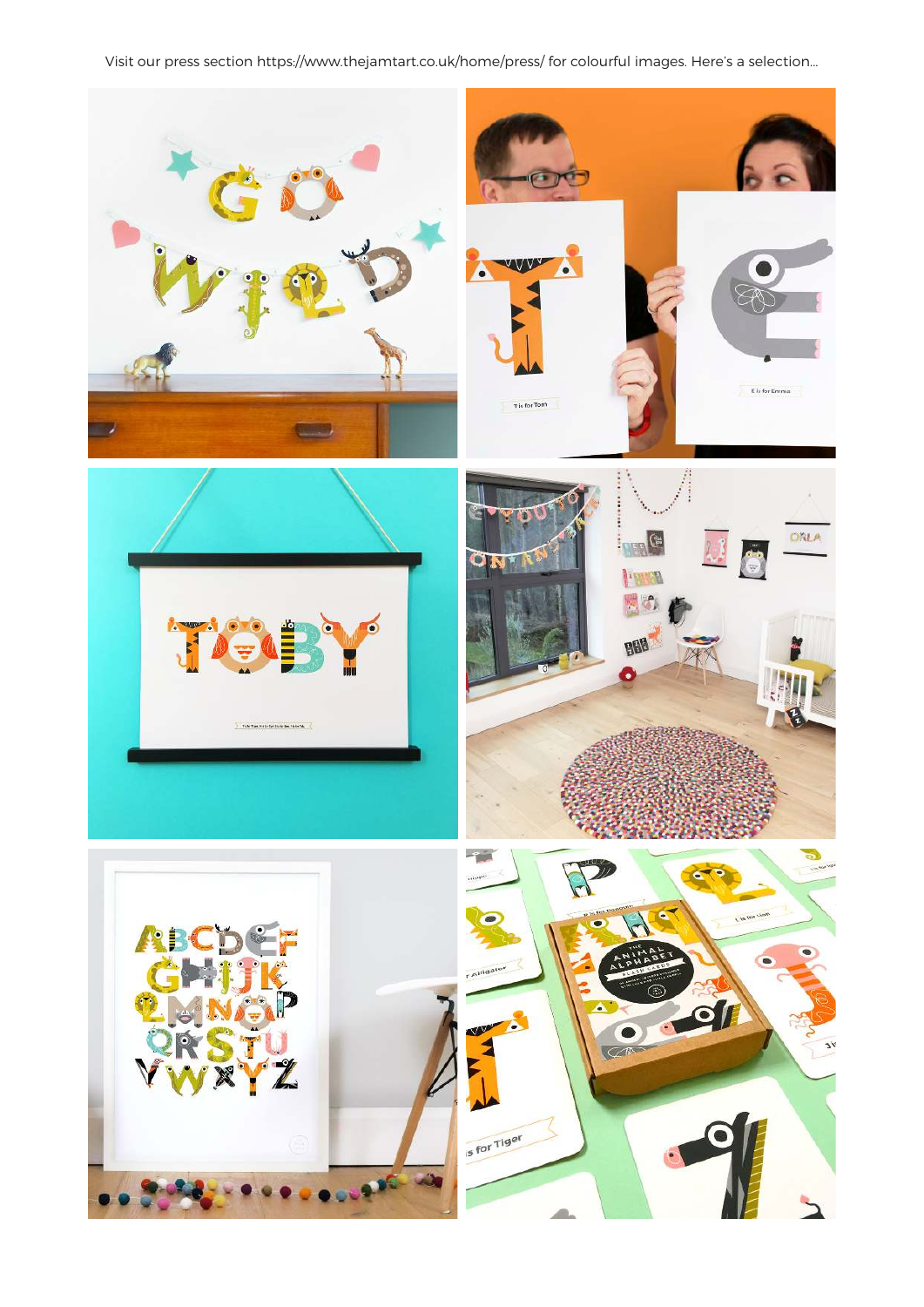Visit our press section https://www.thejamtart.co.uk/home/press/ for colourful images. Here's a selection...